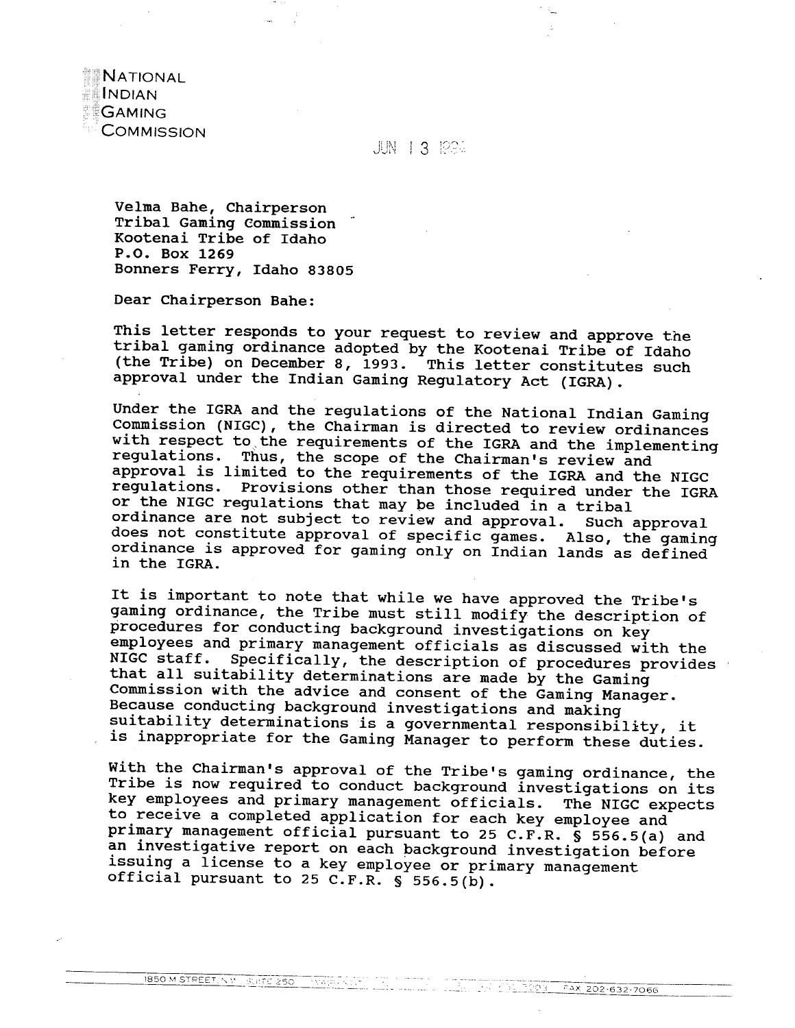NATIONAL
INDIAN
GAMING
COMMISSION

JUN 13 1994

Velma Bahe, Chairperson
Tribal Gaming Commission
Kootenai Tribe of Idaho
P.O. Box 1269
Bonners Ferry, Idaho 83805

Dear Chairperson Bahe:

This letter responds to your request to review and approve the tribal gaming ordinance adopted by the Kootenai Tribe of Idaho (the Tribe) on December 8, 1993. This letter constitutes such approval under the Indian Gaming Regulatory Act (IGRA).

Under the IGRA and the regulations of the National Indian Gaming Commission (NIGC), the Chairman is directed to review ordinances with respect to the requirements of the IGRA and the implementing regulations. Thus, the scope of the Chairman's review and approval is limited to the requirements of the IGRA and the NIGC regulations. Provisions other than those required under the IGRA or the NIGC regulations that may be included in a tribal ordinance are not subject to review and approval. Such approval does not constitute approval of specific games. Also, the gaming ordinance is approved for gaming only on Indian lands as defined in the IGRA.

It is important to note that while we have approved the Tribe's gaming ordinance, the Tribe must still modify the description of procedures for conducting background investigations on key employees and primary management officials as discussed with the NIGC staff. Specifically, the description of procedures provides that all suitability determinations are made by the Gaming Commission with the advice and consent of the Gaming Manager. Because conducting background investigations and making suitability determinations is a governmental responsibility, it is inappropriate for the Gaming Manager to perform these duties.

With the Chairman's approval of the Tribe's gaming ordinance, the Tribe is now required to conduct background investigations on its key employees and primary management officials. The NIGC expects to receive a completed application for each key employee and primary management official pursuant to 25 C.F.R. § 556.5(a) and an investigative report on each background investigation before issuing a license to a key employee or primary management official pursuant to 25 C.F.R. § 556.5(b).

1850 M STREET, N.W. SUITE 250 FAX 202-632-7066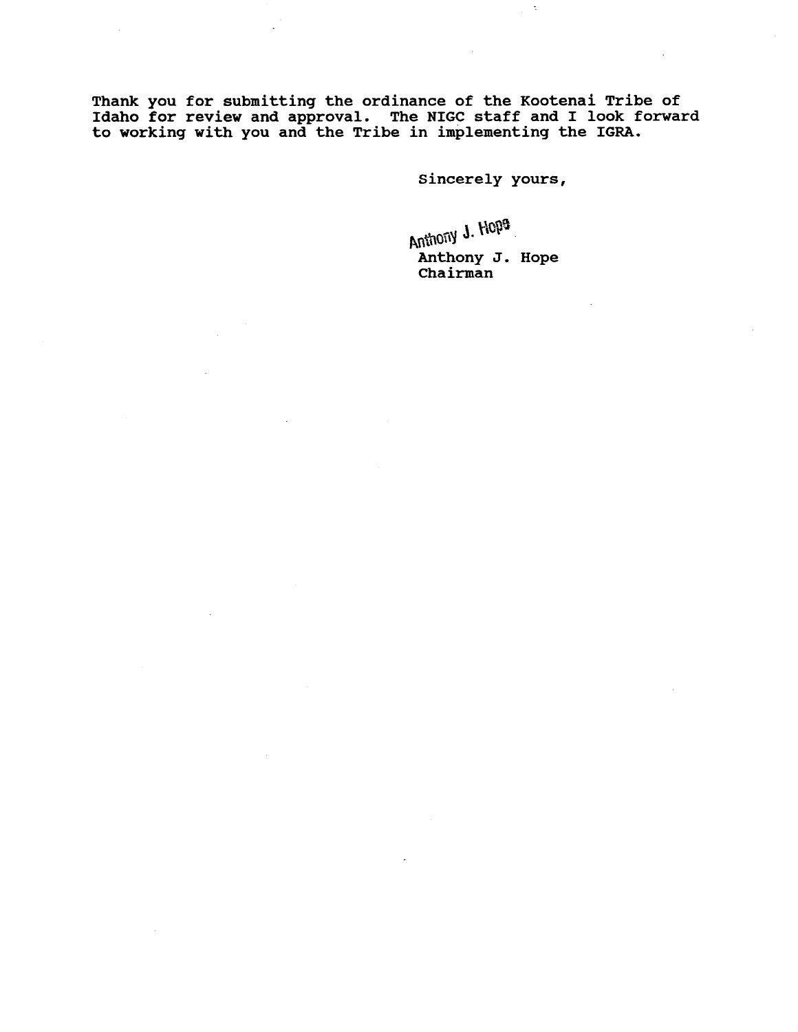Thank you for submitting the ordinance of the Kootenai Tribe of Idaho for review and approval. The NIGC staff and I look forward to working with you and the Tribe in implementing the IGRA.

Sincerely yours,

Anthony J. Hope

Anthony J. Hope
Chairman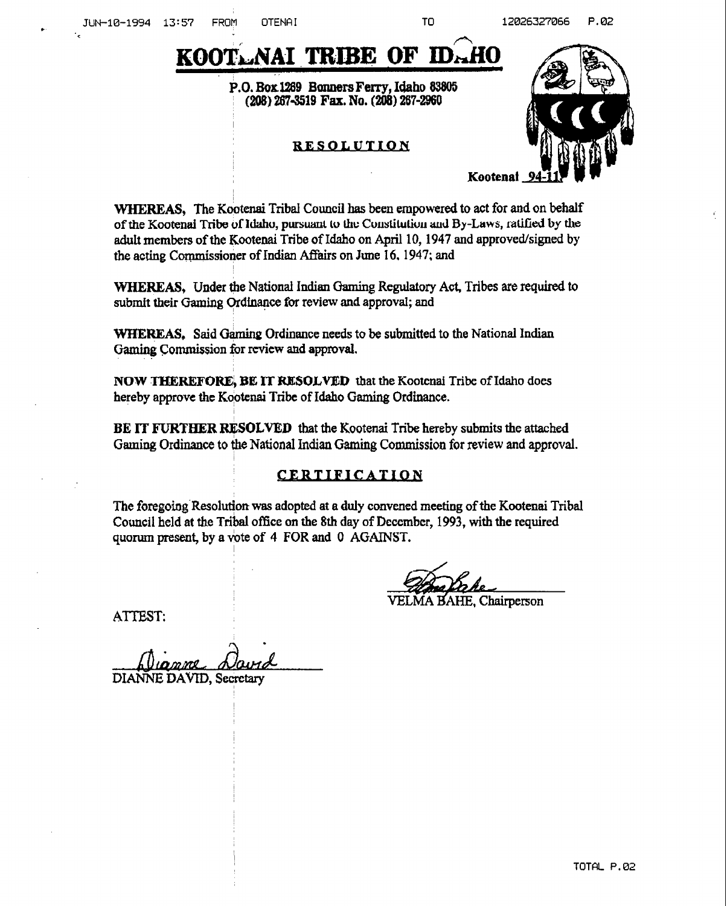# KOOTENAI TRIBE OF IDAHO

**P.O. Box 1269 Bonners Ferry, Idaho 83805**
**(208) 267-3519 Fax. No. (208) 267-2960**

## RESOLUTION

**Kootenai 94-11**

**WHEREAS,** The Kootenai Tribal Council has been empowered to act for and on behalf of the Kootenai Tribe of Idaho, pursuant to the Constitution and By-Laws, ratified by the adult members of the Kootenai Tribe of Idaho on April 10, 1947 and approved/signed by the acting Commissioner of Indian Affairs on June 16, 1947; and

**WHEREAS,** Under the National Indian Gaming Regulatory Act, Tribes are required to submit their Gaming Ordinance for review and approval; and

**WHEREAS,** Said Gaming Ordinance needs to be submitted to the National Indian Gaming Commission for review and approval.

**NOW THEREFORE, BE IT RESOLVED** that the Kootenai Tribe of Idaho does hereby approve the Kootenai Tribe of Idaho Gaming Ordinance.

**BE IT FURTHER RESOLVED** that the Kootenai Tribe hereby submits the attached Gaming Ordinance to the National Indian Gaming Commission for review and approval.

## CERTIFICATION

The foregoing Resolution was adopted at a duly convened meeting of the Kootenai Tribal Council held at the Tribal office on the 8th day of December, 1993, with the required quorum present, by a vote of 4 FOR and 0 AGAINST.

VELMA BAHE, Chairperson

ATTEST:

DIANNE DAVID, Secretary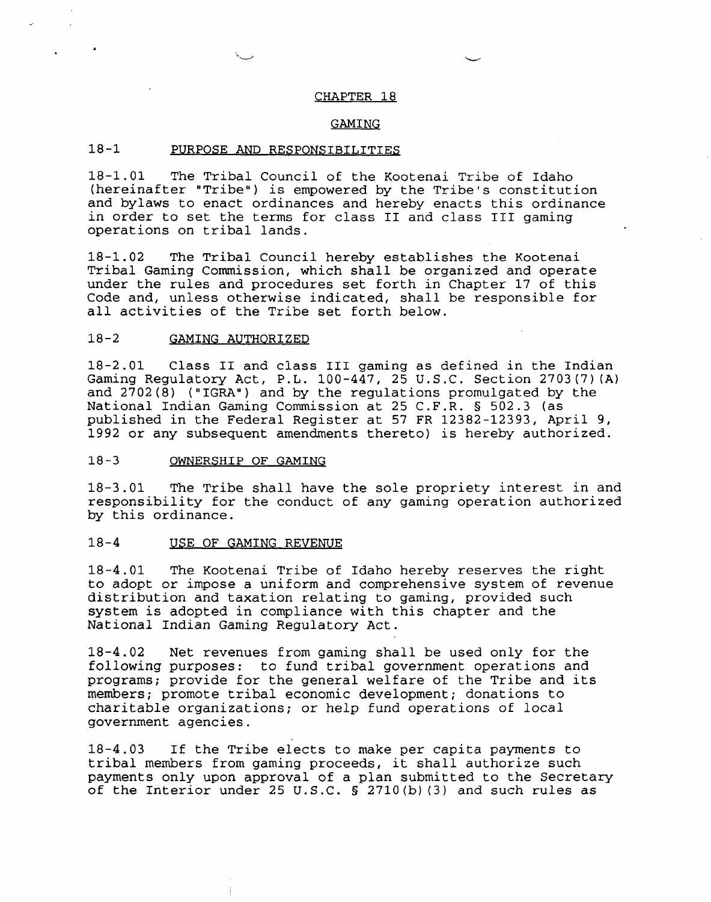# CHAPTER 18

## GAMING

### 18-1 PURPOSE AND RESPONSIBILITIES

18-1.01 The Tribal Council of the Kootenai Tribe of Idaho (hereinafter "Tribe") is empowered by the Tribe's constitution and bylaws to enact ordinances and hereby enacts this ordinance in order to set the terms for class II and class III gaming operations on tribal lands.

18-1.02 The Tribal Council hereby establishes the Kootenai Tribal Gaming Commission, which shall be organized and operate under the rules and procedures set forth in Chapter 17 of this Code and, unless otherwise indicated, shall be responsible for all activities of the Tribe set forth below.

### 18-2 GAMING AUTHORIZED

18-2.01 Class II and class III gaming as defined in the Indian Gaming Regulatory Act, P.L. 100-447, 25 U.S.C. Section 2703(7)(A) and 2702(8) ("IGRA") and by the regulations promulgated by the National Indian Gaming Commission at 25 C.F.R. § 502.3 (as published in the Federal Register at 57 FR 12382-12393, April 9, 1992 or any subsequent amendments thereto) is hereby authorized.

### 18-3 OWNERSHIP OF GAMING

18-3.01 The Tribe shall have the sole propriety interest in and responsibility for the conduct of any gaming operation authorized by this ordinance.

### 18-4 USE OF GAMING REVENUE

18-4.01 The Kootenai Tribe of Idaho hereby reserves the right to adopt or impose a uniform and comprehensive system of revenue distribution and taxation relating to gaming, provided such system is adopted in compliance with this chapter and the National Indian Gaming Regulatory Act.

18-4.02 Net revenues from gaming shall be used only for the following purposes: to fund tribal government operations and programs; provide for the general welfare of the Tribe and its members; promote tribal economic development; donations to charitable organizations; or help fund operations of local government agencies.

18-4.03 If the Tribe elects to make per capita payments to tribal members from gaming proceeds, it shall authorize such payments only upon approval of a plan submitted to the Secretary of the Interior under 25 U.S.C. § 2710(b)(3) and such rules as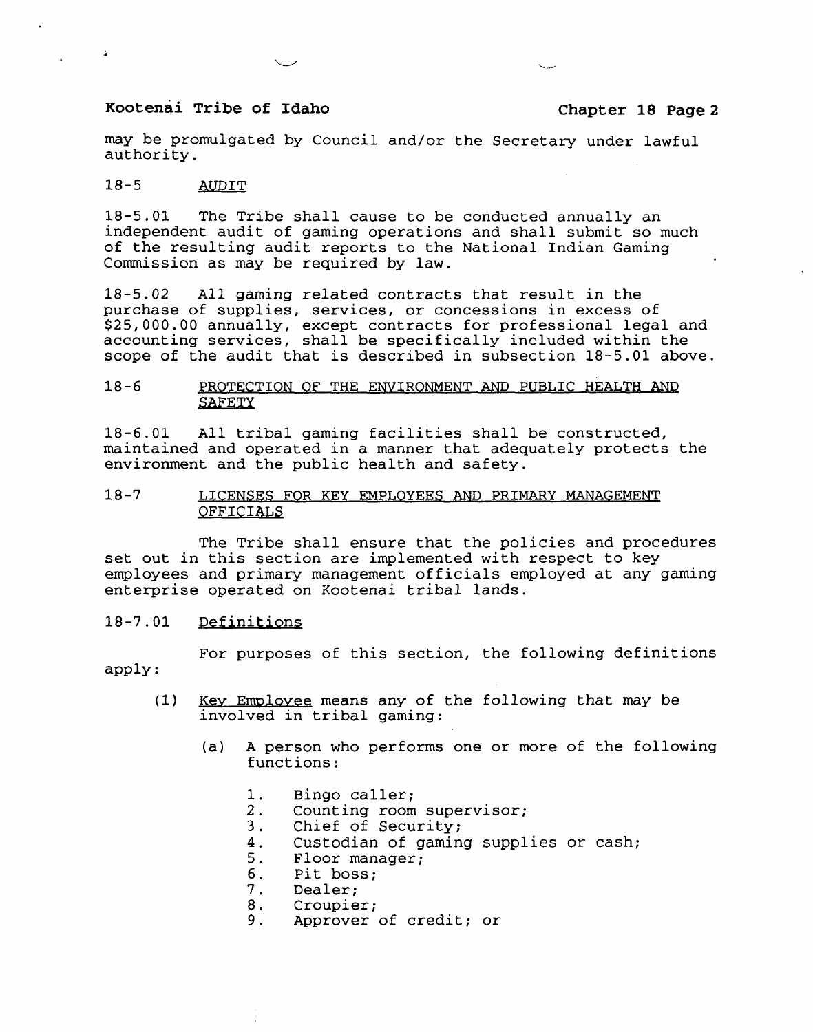may be promulgated by Council and/or the Secretary under lawful authority.

## 18-5 AUDIT

18-5.01 The Tribe shall cause to be conducted annually an independent audit of gaming operations and shall submit so much of the resulting audit reports to the National Indian Gaming Commission as may be required by law.

18-5.02 All gaming related contracts that result in the purchase of supplies, services, or concessions in excess of $25,000.00 annually, except contracts for professional legal and accounting services, shall be specifically included within the scope of the audit that is described in subsection 18-5.01 above.

## 18-6 PROTECTION OF THE ENVIRONMENT AND PUBLIC HEALTH AND SAFETY

18-6.01 All tribal gaming facilities shall be constructed, maintained and operated in a manner that adequately protects the environment and the public health and safety.

## 18-7 LICENSES FOR KEY EMPLOYEES AND PRIMARY MANAGEMENT OFFICIALS

The Tribe shall ensure that the policies and procedures set out in this section are implemented with respect to key employees and primary management officials employed at any gaming enterprise operated on Kootenai tribal lands.

### 18-7.01 Definitions

For purposes of this section, the following definitions apply:

(1) Key Employee means any of the following that may be involved in tribal gaming:

(a) A person who performs one or more of the following functions:

1. Bingo caller;
2. Counting room supervisor;
3. Chief of Security;
4. Custodian of gaming supplies or cash;
5. Floor manager;
6. Pit boss;
7. Dealer;
8. Croupier;
9. Approver of credit; or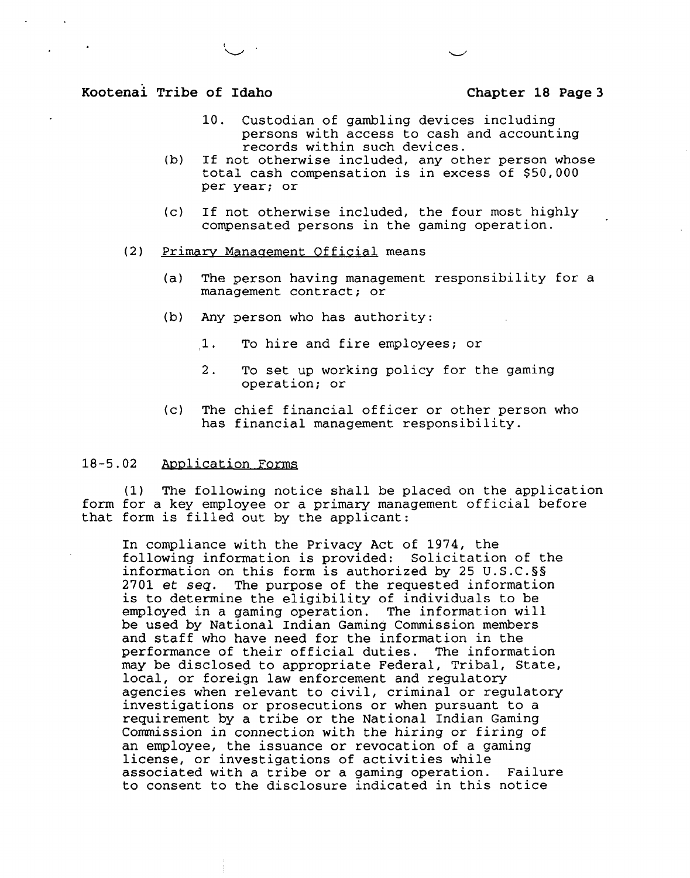10. Custodian of gambling devices including persons with access to cash and accounting records within such devices.

(b) If not otherwise included, any other person whose total cash compensation is in excess of $50,000 per year; or

(c) If not otherwise included, the four most highly compensated persons in the gaming operation.

(2) Primary Management Official means

(a) The person having management responsibility for a management contract; or

(b) Any person who has authority:

1. To hire and fire employees; or

2. To set up working policy for the gaming operation; or

(c) The chief financial officer or other person who has financial management responsibility.

## 18-5.02 Application Forms

(1) The following notice shall be placed on the application form for a key employee or a primary management official before that form is filled out by the applicant:

In compliance with the Privacy Act of 1974, the following information is provided: Solicitation of the information on this form is authorized by 25 U.S.C.§§ 2701 *et seq.* The purpose of the requested information is to determine the eligibility of individuals to be employed in a gaming operation. The information will be used by National Indian Gaming Commission members and staff who have need for the information in the performance of their official duties. The information may be disclosed to appropriate Federal, Tribal, State, local, or foreign law enforcement and regulatory agencies when relevant to civil, criminal or regulatory investigations or prosecutions or when pursuant to a requirement by a tribe or the National Indian Gaming Commission in connection with the hiring or firing of an employee, the issuance or revocation of a gaming license, or investigations of activities while associated with a tribe or a gaming operation. Failure to consent to the disclosure indicated in this notice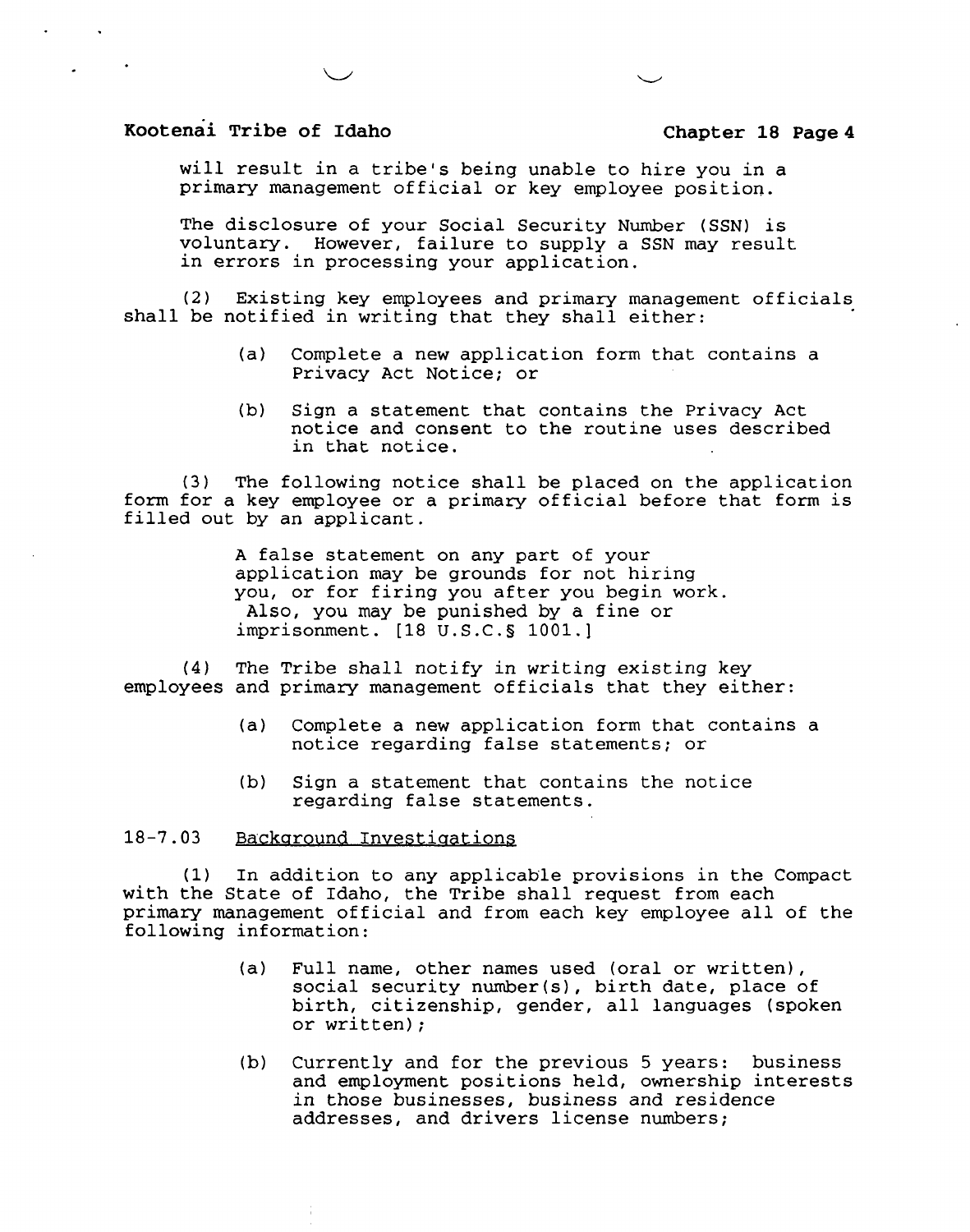will result in a tribe's being unable to hire you in a primary management official or key employee position.

The disclosure of your Social Security Number (SSN) is voluntary. However, failure to supply a SSN may result in errors in processing your application.

(2) Existing key employees and primary management officials shall be notified in writing that they shall either:

> (a) Complete a new application form that contains a Privacy Act Notice; or
>
> (b) Sign a statement that contains the Privacy Act notice and consent to the routine uses described in that notice.

(3) The following notice shall be placed on the application form for a key employee or a primary official before that form is filled out by an applicant.

> A false statement on any part of your application may be grounds for not hiring you, or for firing you after you begin work. Also, you may be punished by a fine or imprisonment. [18 U.S.C.§ 1001.]

(4) The Tribe shall notify in writing existing key employees and primary management officials that they either:

> (a) Complete a new application form that contains a notice regarding false statements; or
>
> (b) Sign a statement that contains the notice regarding false statements.

18-7.03 Background Investigations

(1) In addition to any applicable provisions in the Compact with the State of Idaho, the Tribe shall request from each primary management official and from each key employee all of the following information:

> (a) Full name, other names used (oral or written), social security number(s), birth date, place of birth, citizenship, gender, all languages (spoken or written);
>
> (b) Currently and for the previous 5 years: business and employment positions held, ownership interests in those businesses, business and residence addresses, and drivers license numbers;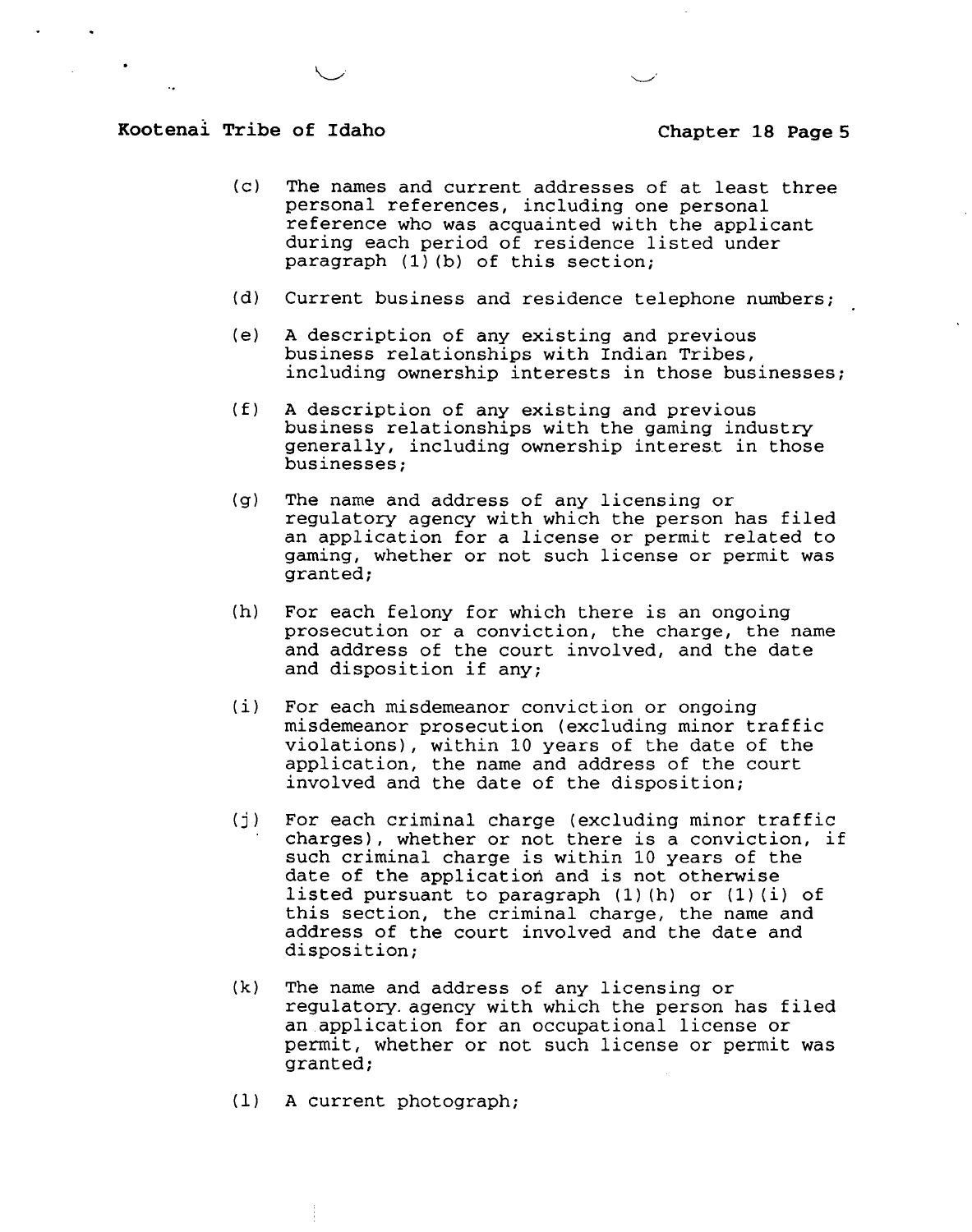(c) The names and current addresses of at least three personal references, including one personal reference who was acquainted with the applicant during each period of residence listed under paragraph (1)(b) of this section;

(d) Current business and residence telephone numbers;

(e) A description of any existing and previous business relationships with Indian Tribes, including ownership interests in those businesses;

(f) A description of any existing and previous business relationships with the gaming industry generally, including ownership interest in those businesses;

(g) The name and address of any licensing or regulatory agency with which the person has filed an application for a license or permit related to gaming, whether or not such license or permit was granted;

(h) For each felony for which there is an ongoing prosecution or a conviction, the charge, the name and address of the court involved, and the date and disposition if any;

(i) For each misdemeanor conviction or ongoing misdemeanor prosecution (excluding minor traffic violations), within 10 years of the date of the application, the name and address of the court involved and the date of the disposition;

(j) For each criminal charge (excluding minor traffic charges), whether or not there is a conviction, if such criminal charge is within 10 years of the date of the application and is not otherwise listed pursuant to paragraph (1)(h) or (1)(i) of this section, the criminal charge, the name and address of the court involved and the date and disposition;

(k) The name and address of any licensing or regulatory agency with which the person has filed an application for an occupational license or permit, whether or not such license or permit was granted;

(l) A current photograph;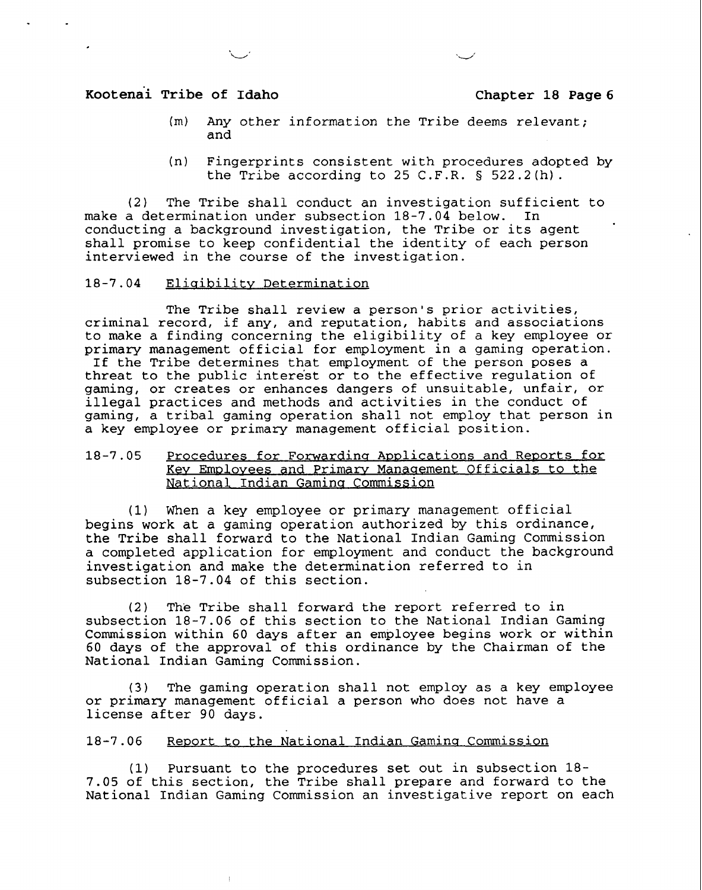(m) Any other information the Tribe deems relevant; and

(n) Fingerprints consistent with procedures adopted by the Tribe according to 25 C.F.R. § 522.2(h).

(2) The Tribe shall conduct an investigation sufficient to make a determination under subsection 18-7.04 below. In conducting a background investigation, the Tribe or its agent shall promise to keep confidential the identity of each person interviewed in the course of the investigation.

18-7.04 Eligibility Determination

The Tribe shall review a person's prior activities, criminal record, if any, and reputation, habits and associations to make a finding concerning the eligibility of a key employee or primary management official for employment in a gaming operation. If the Tribe determines that employment of the person poses a threat to the public interest or to the effective regulation of gaming, or creates or enhances dangers of unsuitable, unfair, or illegal practices and methods and activities in the conduct of gaming, a tribal gaming operation shall not employ that person in a key employee or primary management official position.

18-7.05 Procedures for Forwarding Applications and Reports for Key Employees and Primary Management Officials to the National Indian Gaming Commission

(1) When a key employee or primary management official begins work at a gaming operation authorized by this ordinance, the Tribe shall forward to the National Indian Gaming Commission a completed application for employment and conduct the background investigation and make the determination referred to in subsection 18-7.04 of this section.

(2) The Tribe shall forward the report referred to in subsection 18-7.06 of this section to the National Indian Gaming Commission within 60 days after an employee begins work or within 60 days of the approval of this ordinance by the Chairman of the National Indian Gaming Commission.

(3) The gaming operation shall not employ as a key employee or primary management official a person who does not have a license after 90 days.

18-7.06 Report to the National Indian Gaming Commission

(1) Pursuant to the procedures set out in subsection 18-7.05 of this section, the Tribe shall prepare and forward to the National Indian Gaming Commission an investigative report on each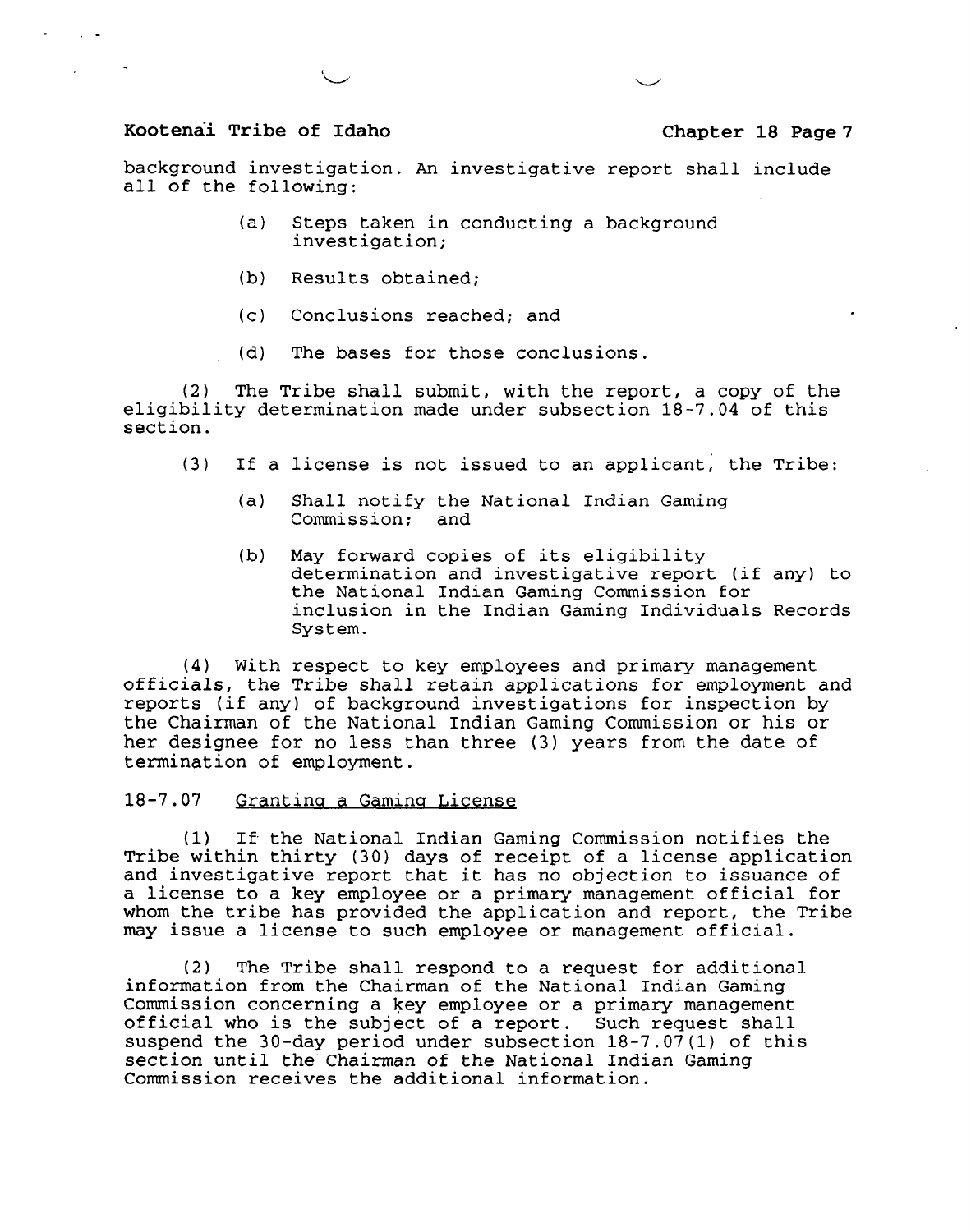background investigation. An investigative report shall include all of the following:

> (a) Steps taken in conducting a background investigation;
>
> (b) Results obtained;
>
> (c) Conclusions reached; and
>
> (d) The bases for those conclusions.

(2) The Tribe shall submit, with the report, a copy of the eligibility determination made under subsection 18-7.04 of this section.

(3) If a license is not issued to an applicant, the Tribe:

> (a) Shall notify the National Indian Gaming Commission; and
>
> (b) May forward copies of its eligibility determination and investigative report (if any) to the National Indian Gaming Commission for inclusion in the Indian Gaming Individuals Records System.

(4) With respect to key employees and primary management officials, the Tribe shall retain applications for employment and reports (if any) of background investigations for inspection by the Chairman of the National Indian Gaming Commission or his or her designee for no less than three (3) years from the date of termination of employment.

18-7.07 <u>Granting a Gaming License</u>

(1) If the National Indian Gaming Commission notifies the Tribe within thirty (30) days of receipt of a license application and investigative report that it has no objection to issuance of a license to a key employee or a primary management official for whom the tribe has provided the application and report, the Tribe may issue a license to such employee or management official.

(2) The Tribe shall respond to a request for additional information from the Chairman of the National Indian Gaming Commission concerning a key employee or a primary management official who is the subject of a report. Such request shall suspend the 30-day period under subsection 18-7.07(1) of this section until the Chairman of the National Indian Gaming Commission receives the additional information.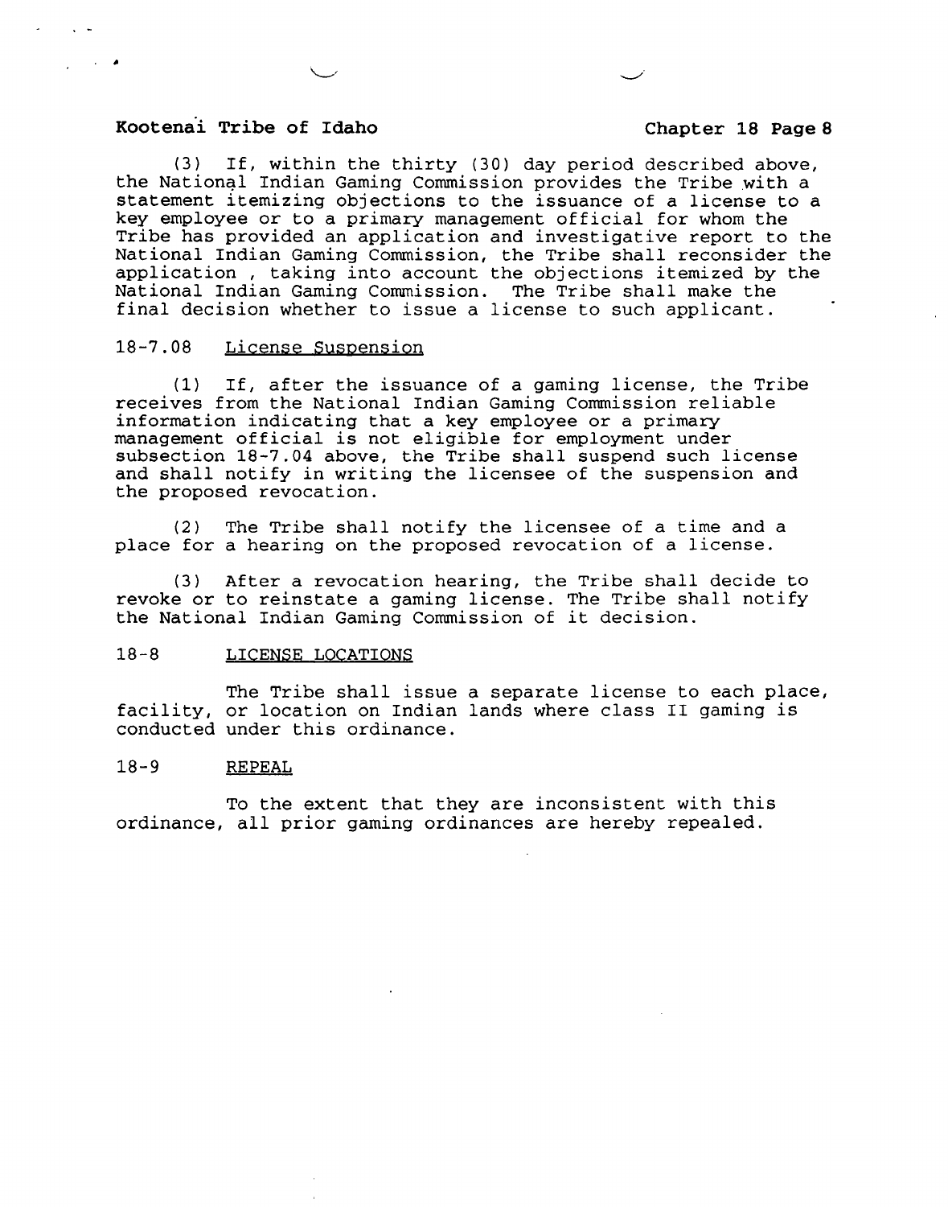(3) If, within the thirty (30) day period described above, the National Indian Gaming Commission provides the Tribe with a statement itemizing objections to the issuance of a license to a key employee or to a primary management official for whom the Tribe has provided an application and investigative report to the National Indian Gaming Commission, the Tribe shall reconsider the application , taking into account the objections itemized by the National Indian Gaming Commission. The Tribe shall make the final decision whether to issue a license to such applicant.

18-7.08 License Suspension

(1) If, after the issuance of a gaming license, the Tribe receives from the National Indian Gaming Commission reliable information indicating that a key employee or a primary management official is not eligible for employment under subsection 18-7.04 above, the Tribe shall suspend such license and shall notify in writing the licensee of the suspension and the proposed revocation.

(2) The Tribe shall notify the licensee of a time and a place for a hearing on the proposed revocation of a license.

(3) After a revocation hearing, the Tribe shall decide to revoke or to reinstate a gaming license. The Tribe shall notify the National Indian Gaming Commission of it decision.

## 18-8 LICENSE LOCATIONS

The Tribe shall issue a separate license to each place, facility, or location on Indian lands where class II gaming is conducted under this ordinance.

## 18-9 REPEAL

To the extent that they are inconsistent with this ordinance, all prior gaming ordinances are hereby repealed.